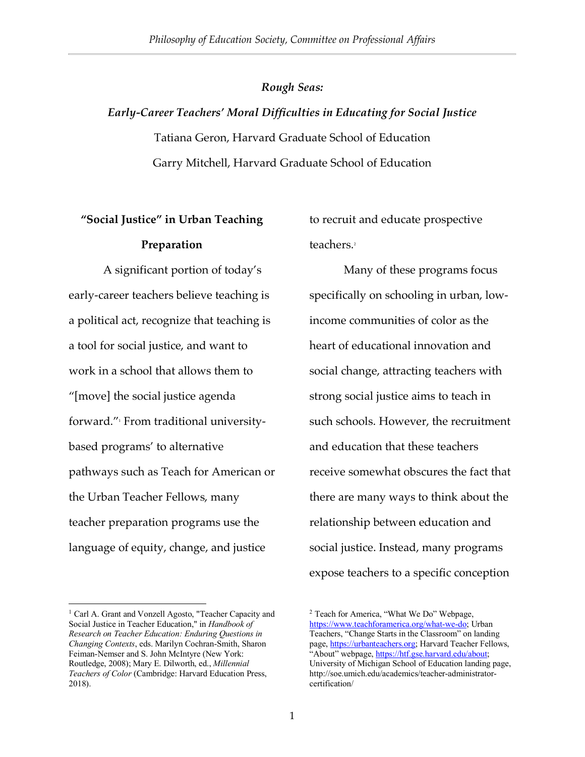# *Rough Seas:*

## *Early-Career Teachers' Moral Difficulties in Educating for Social Justice*

Tatiana Geron, Harvard Graduate School of Education

Garry Mitchell, Harvard Graduate School of Education

### "Social Justice" in Urban Teaching Preparation

A significant portion of today's early-career teachers believe teaching is a political act, recognize that teaching is a tool for social justice, and want to work in a school that allows them to "[move] the social justice agenda forward."[1] From traditional university-based programs' to alternative pathways such as Teach for American or the Urban Teacher Fellows, many teacher preparation programs use the language of equity, change, and justice to recruit and educate prospective teachers.[2]

Many of these programs focus specifically on schooling in urban, low-income communities of color as the heart of educational innovation and social change, attracting teachers with strong social justice aims to teach in such schools. However, the recruitment and education that these teachers receive somewhat obscures the fact that there are many ways to think about the relationship between education and social justice. Instead, many programs expose teachers to a specific conception

---

[1] Carl A. Grant and Vonzell Agosto, "Teacher Capacity and Social Justice in Teacher Education," in *Handbook of Research on Teacher Education: Enduring Questions in Changing Contexts*, eds. Marilyn Cochran-Smith, Sharon Feiman-Nemser and S. John McIntyre (New York: Routledge, 2008); Mary E. Dilworth, ed., *Millennial Teachers of Color* (Cambridge: Harvard Education Press, 2018).

[2] Teach for America, "What We Do" Webpage, https://www.teachforamerica.org/what-we-do; Urban Teachers, "Change Starts in the Classroom" on landing page, https://urbanteachers.org; Harvard Teacher Fellows, "About" webpage, https://htf.gse.harvard.edu/about; University of Michigan School of Education landing page, http://soe.umich.edu/academics/teacher-administrator-certification/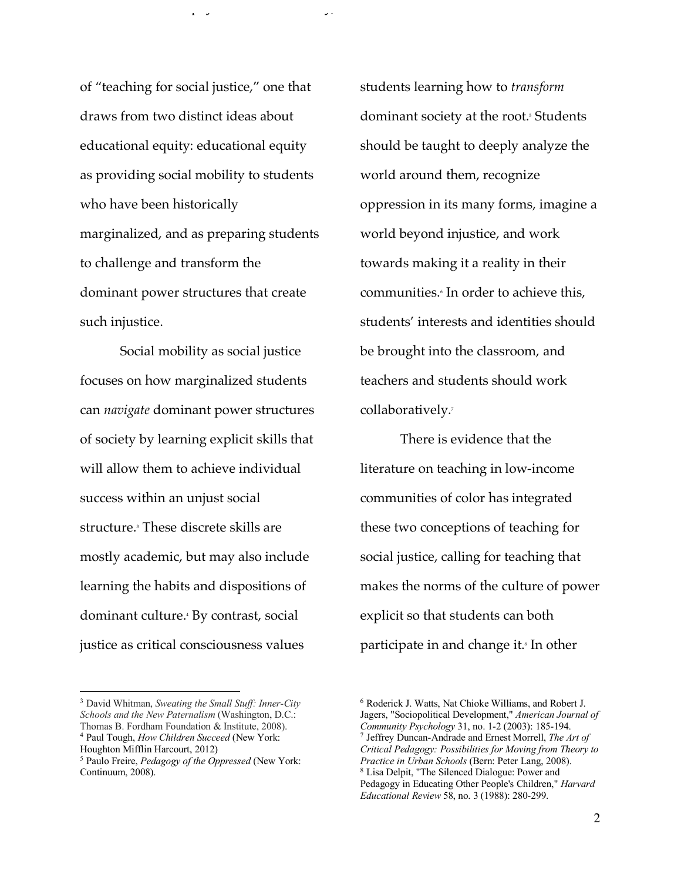of "teaching for social justice," one that draws from two distinct ideas about educational equity: educational equity as providing social mobility to students who have been historically marginalized, and as preparing students to challenge and transform the dominant power structures that create such injustice.

Social mobility as social justice focuses on how marginalized students can *navigate* dominant power structures of society by learning explicit skills that will allow them to achieve individual success within an unjust social structure.[3] These discrete skills are mostly academic, but may also include learning the habits and dispositions of dominant culture.[4] By contrast, social justice as critical consciousness values students learning how to *transform* dominant society at the root.[5] Students should be taught to deeply analyze the world around them, recognize oppression in its many forms, imagine a world beyond injustice, and work towards making it a reality in their communities.[6] In order to achieve this, students' interests and identities should be brought into the classroom, and teachers and students should work collaboratively.[7]

There is evidence that the literature on teaching in low-income communities of color has integrated these two conceptions of teaching for social justice, calling for teaching that makes the norms of the culture of power explicit so that students can both participate in and change it.[8] In other

---

[3] David Whitman, *Sweating the Small Stuff: Inner-City Schools and the New Paternalism* (Washington, D.C.: Thomas B. Fordham Foundation & Institute, 2008).

[4] Paul Tough, *How Children Succeed* (New York: Houghton Mifflin Harcourt, 2012)

[5] Paulo Freire, *Pedagogy of the Oppressed* (New York: Continuum, 2008).

[6] Roderick J. Watts, Nat Chioke Williams, and Robert J. Jagers, "Sociopolitical Development," *American Journal of Community Psychology* 31, no. 1-2 (2003): 185-194.

[7] Jeffrey Duncan-Andrade and Ernest Morrell, *The Art of Critical Pedagogy: Possibilities for Moving from Theory to Practice in Urban Schools* (Bern: Peter Lang, 2008).

[8] Lisa Delpit, "The Silenced Dialogue: Power and Pedagogy in Educating Other People's Children," *Harvard Educational Review* 58, no. 3 (1988): 280-299.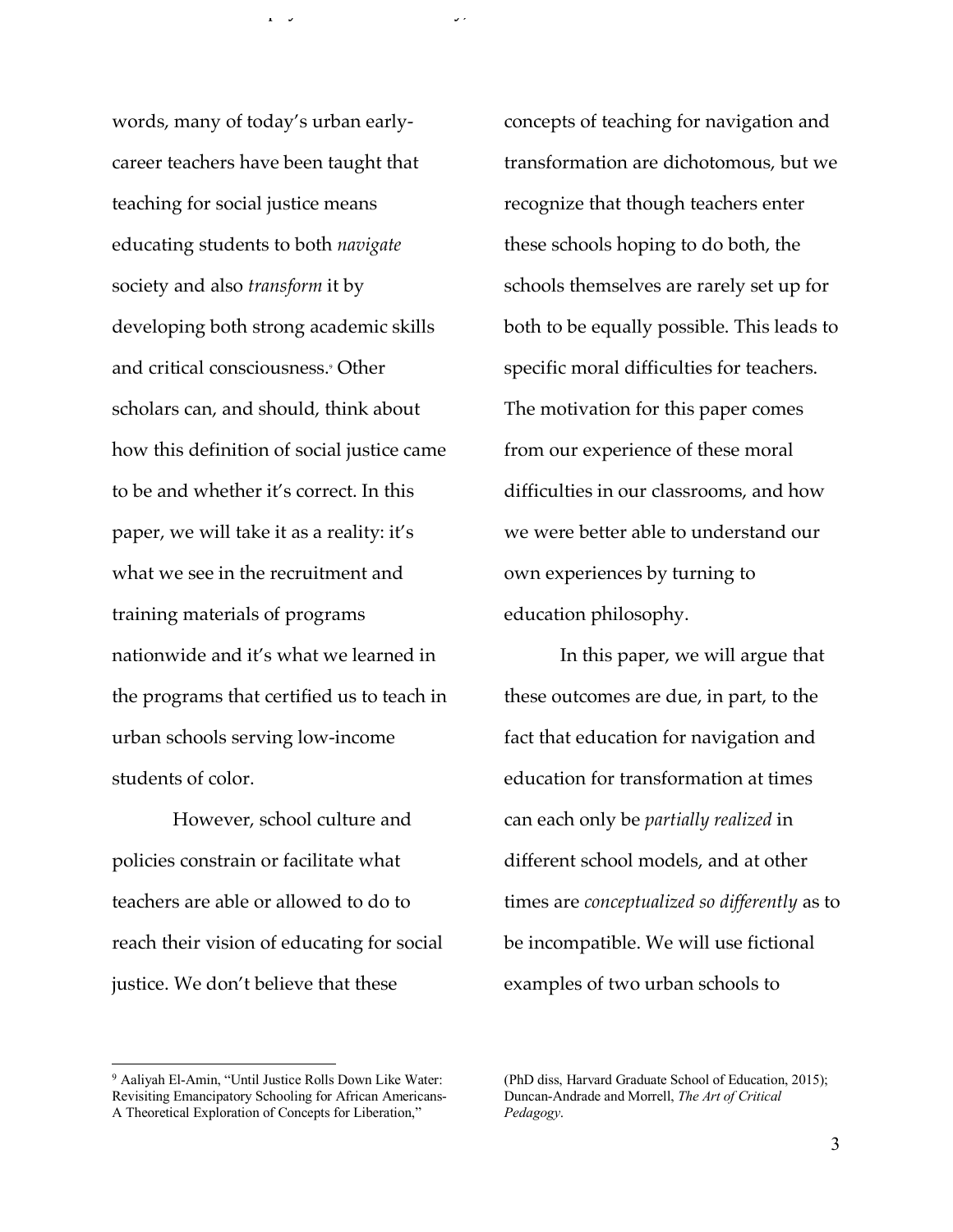words, many of today's urban early-career teachers have been taught that teaching for social justice means educating students to both *navigate* society and also *transform* it by developing both strong academic skills and critical consciousness.[9] Other scholars can, and should, think about how this definition of social justice came to be and whether it's correct. In this paper, we will take it as a reality: it's what we see in the recruitment and training materials of programs nationwide and it's what we learned in the programs that certified us to teach in urban schools serving low-income students of color.

However, school culture and policies constrain or facilitate what teachers are able or allowed to do to reach their vision of educating for social justice. We don't believe that these concepts of teaching for navigation and transformation are dichotomous, but we recognize that though teachers enter these schools hoping to do both, the schools themselves are rarely set up for both to be equally possible. This leads to specific moral difficulties for teachers. The motivation for this paper comes from our experience of these moral difficulties in our classrooms, and how we were better able to understand our own experiences by turning to education philosophy.

In this paper, we will argue that these outcomes are due, in part, to the fact that education for navigation and education for transformation at times can each only be *partially realized* in different school models, and at other times are *conceptualized so differently* as to be incompatible. We will use fictional examples of two urban schools to

---

[9] Aaliyah El-Amin, "Until Justice Rolls Down Like Water: Revisiting Emancipatory Schooling for African Americans- A Theoretical Exploration of Concepts for Liberation," (PhD diss, Harvard Graduate School of Education, 2015); Duncan-Andrade and Morrell, *The Art of Critical Pedagogy*.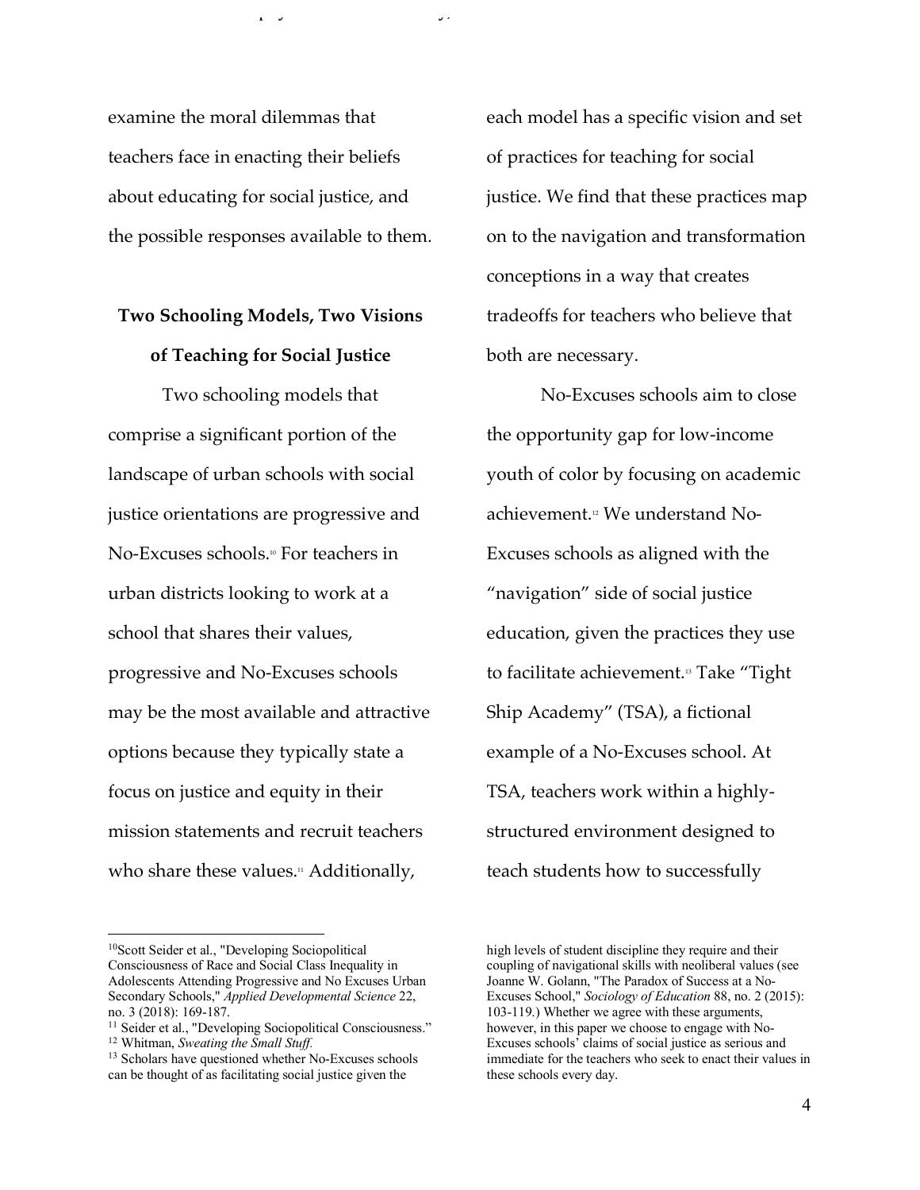examine the moral dilemmas that teachers face in enacting their beliefs about educating for social justice, and the possible responses available to them.

## Two Schooling Models, Two Visions of Teaching for Social Justice

Two schooling models that comprise a significant portion of the landscape of urban schools with social justice orientations are progressive and No-Excuses schools.[10] For teachers in urban districts looking to work at a school that shares their values, progressive and No-Excuses schools may be the most available and attractive options because they typically state a focus on justice and equity in their mission statements and recruit teachers who share these values.[11] Additionally, each model has a specific vision and set of practices for teaching for social justice. We find that these practices map on to the navigation and transformation conceptions in a way that creates tradeoffs for teachers who believe that both are necessary.

No-Excuses schools aim to close the opportunity gap for low-income youth of color by focusing on academic achievement.[12] We understand No-Excuses schools as aligned with the "navigation" side of social justice education, given the practices they use to facilitate achievement.[13] Take "Tight Ship Academy" (TSA), a fictional example of a No-Excuses school. At TSA, teachers work within a highly-structured environment designed to teach students how to successfully

---

[10] Scott Seider et al., "Developing Sociopolitical Consciousness of Race and Social Class Inequality in Adolescents Attending Progressive and No Excuses Urban Secondary Schools," *Applied Developmental Science* 22, no. 3 (2018): 169-187.

[11] Seider et al., "Developing Sociopolitical Consciousness."

[12] Whitman, *Sweating the Small Stuff.*

[13] Scholars have questioned whether No-Excuses schools can be thought of as facilitating social justice given the high levels of student discipline they require and their coupling of navigational skills with neoliberal values (see Joanne W. Golann, "The Paradox of Success at a No-Excuses School," *Sociology of Education* 88, no. 2 (2015): 103-119.) Whether we agree with these arguments, however, in this paper we choose to engage with No-Excuses schools' claims of social justice as serious and immediate for the teachers who seek to enact their values in these schools every day.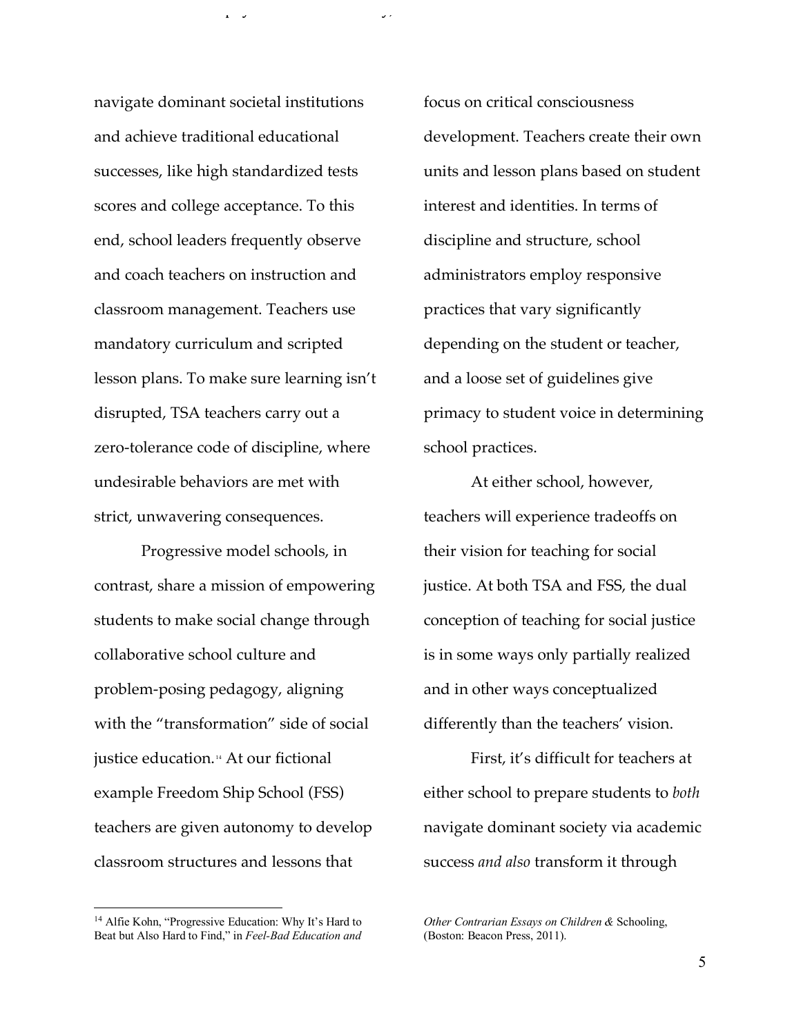navigate dominant societal institutions and achieve traditional educational successes, like high standardized tests scores and college acceptance. To this end, school leaders frequently observe and coach teachers on instruction and classroom management. Teachers use mandatory curriculum and scripted lesson plans. To make sure learning isn't disrupted, TSA teachers carry out a zero-tolerance code of discipline, where undesirable behaviors are met with strict, unwavering consequences.

Progressive model schools, in contrast, share a mission of empowering students to make social change through collaborative school culture and problem-posing pedagogy, aligning with the "transformation" side of social justice education.[14] At our fictional example Freedom Ship School (FSS) teachers are given autonomy to develop classroom structures and lessons that focus on critical consciousness development. Teachers create their own units and lesson plans based on student interest and identities. In terms of discipline and structure, school administrators employ responsive practices that vary significantly depending on the student or teacher, and a loose set of guidelines give primacy to student voice in determining school practices.

At either school, however, teachers will experience tradeoffs on their vision for teaching for social justice. At both TSA and FSS, the dual conception of teaching for social justice is in some ways only partially realized and in other ways conceptualized differently than the teachers' vision.

First, it's difficult for teachers at either school to prepare students to *both* navigate dominant society via academic success *and also* transform it through

---

[14] Alfie Kohn, "Progressive Education: Why It's Hard to Beat but Also Hard to Find," in *Feel-Bad Education and Other Contrarian Essays on Children &* Schooling, (Boston: Beacon Press, 2011).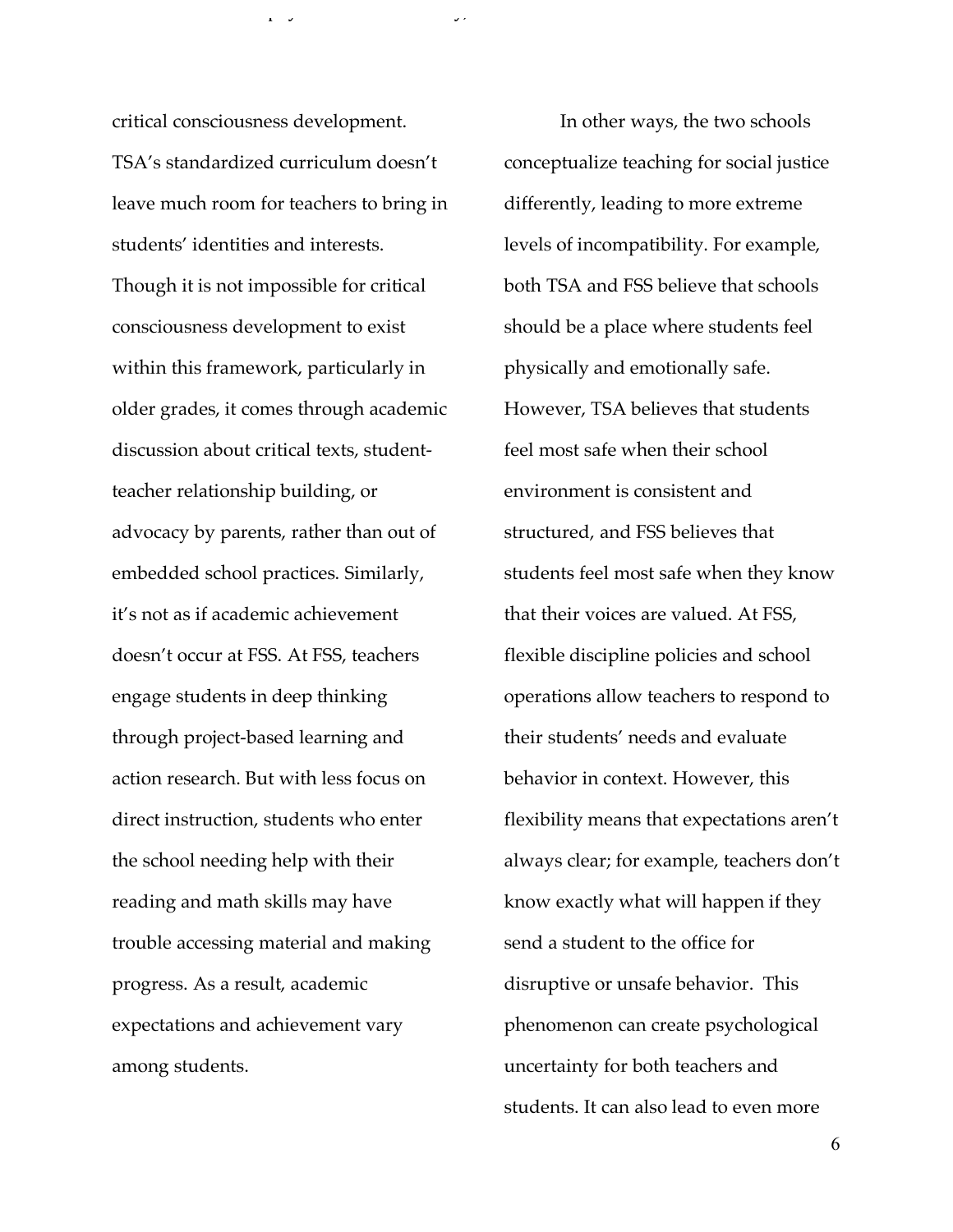critical consciousness development. TSA's standardized curriculum doesn't leave much room for teachers to bring in students' identities and interests. Though it is not impossible for critical consciousness development to exist within this framework, particularly in older grades, it comes through academic discussion about critical texts, student-teacher relationship building, or advocacy by parents, rather than out of embedded school practices. Similarly, it's not as if academic achievement doesn't occur at FSS. At FSS, teachers engage students in deep thinking through project-based learning and action research. But with less focus on direct instruction, students who enter the school needing help with their reading and math skills may have trouble accessing material and making progress. As a result, academic expectations and achievement vary among students.

In other ways, the two schools conceptualize teaching for social justice differently, leading to more extreme levels of incompatibility. For example, both TSA and FSS believe that schools should be a place where students feel physically and emotionally safe. However, TSA believes that students feel most safe when their school environment is consistent and structured, and FSS believes that students feel most safe when they know that their voices are valued. At FSS, flexible discipline policies and school operations allow teachers to respond to their students' needs and evaluate behavior in context. However, this flexibility means that expectations aren't always clear; for example, teachers don't know exactly what will happen if they send a student to the office for disruptive or unsafe behavior. This phenomenon can create psychological uncertainty for both teachers and students. It can also lead to even more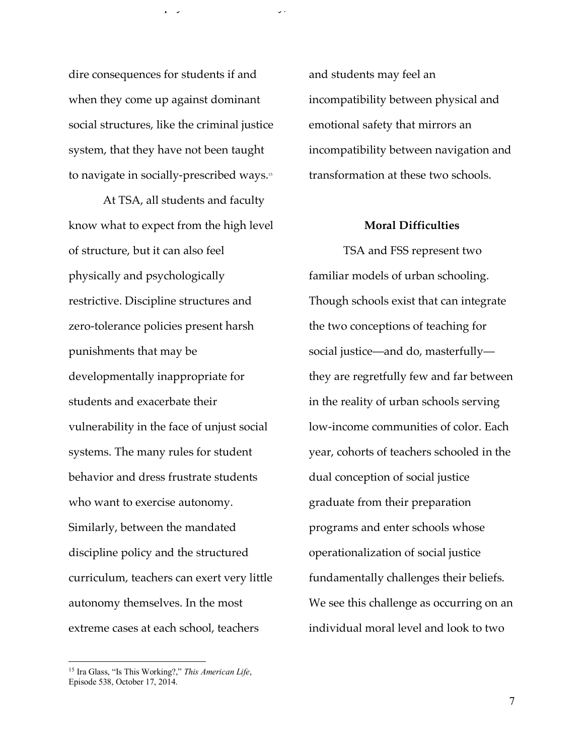dire consequences for students if and when they come up against dominant social structures, like the criminal justice system, that they have not been taught to navigate in socially-prescribed ways.[15]

At TSA, all students and faculty know what to expect from the high level of structure, but it can also feel physically and psychologically restrictive. Discipline structures and zero-tolerance policies present harsh punishments that may be developmentally inappropriate for students and exacerbate their vulnerability in the face of unjust social systems. The many rules for student behavior and dress frustrate students who want to exercise autonomy. Similarly, between the mandated discipline policy and the structured curriculum, teachers can exert very little autonomy themselves. In the most extreme cases at each school, teachers and students may feel an incompatibility between physical and emotional safety that mirrors an incompatibility between navigation and transformation at these two schools.

### Moral Difficulties

TSA and FSS represent two familiar models of urban schooling. Though schools exist that can integrate the two conceptions of teaching for social justice—and do, masterfully—they are regretfully few and far between in the reality of urban schools serving low-income communities of color. Each year, cohorts of teachers schooled in the dual conception of social justice graduate from their preparation programs and enter schools whose operationalization of social justice fundamentally challenges their beliefs. We see this challenge as occurring on an individual moral level and look to two

---

[15] Ira Glass, "Is This Working?," *This American Life*, Episode 538, October 17, 2014.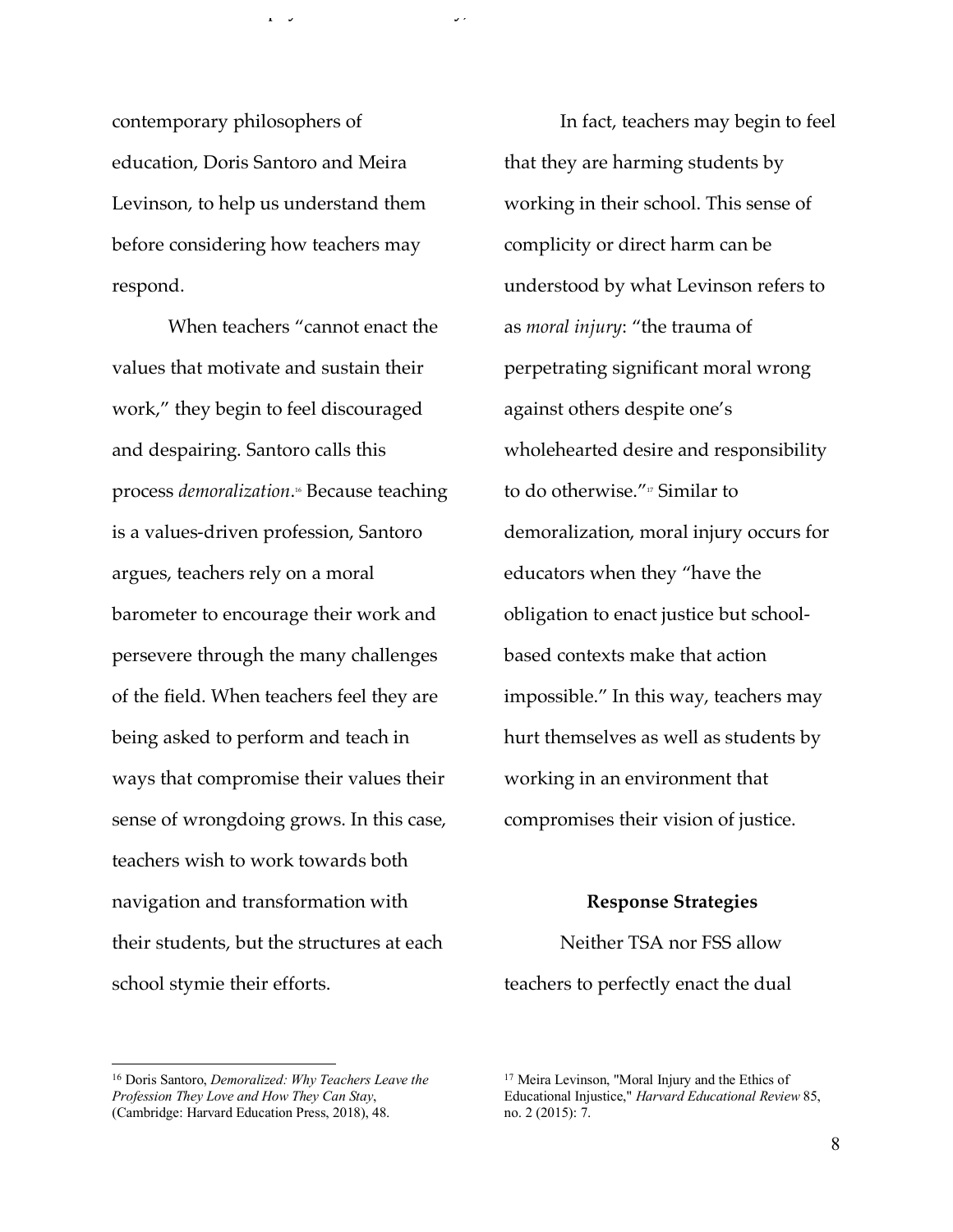contemporary philosophers of education, Doris Santoro and Meira Levinson, to help us understand them before considering how teachers may respond.

When teachers "cannot enact the values that motivate and sustain their work," they begin to feel discouraged and despairing. Santoro calls this process *demoralization*.[16] Because teaching is a values-driven profession, Santoro argues, teachers rely on a moral barometer to encourage their work and persevere through the many challenges of the field. When teachers feel they are being asked to perform and teach in ways that compromise their values their sense of wrongdoing grows. In this case, teachers wish to work towards both navigation and transformation with their students, but the structures at each school stymie their efforts.

In fact, teachers may begin to feel that they are harming students by working in their school. This sense of complicity or direct harm can be understood by what Levinson refers to as *moral injury*: "the trauma of perpetrating significant moral wrong against others despite one's wholehearted desire and responsibility to do otherwise."[17] Similar to demoralization, moral injury occurs for educators when they "have the obligation to enact justice but school-based contexts make that action impossible." In this way, teachers may hurt themselves as well as students by working in an environment that compromises their vision of justice.

## Response Strategies

Neither TSA nor FSS allow teachers to perfectly enact the dual

---

[16] Doris Santoro, *Demoralized: Why Teachers Leave the Profession They Love and How They Can Stay*, (Cambridge: Harvard Education Press, 2018), 48.

[17] Meira Levinson, "Moral Injury and the Ethics of Educational Injustice," *Harvard Educational Review* 85, no. 2 (2015): 7.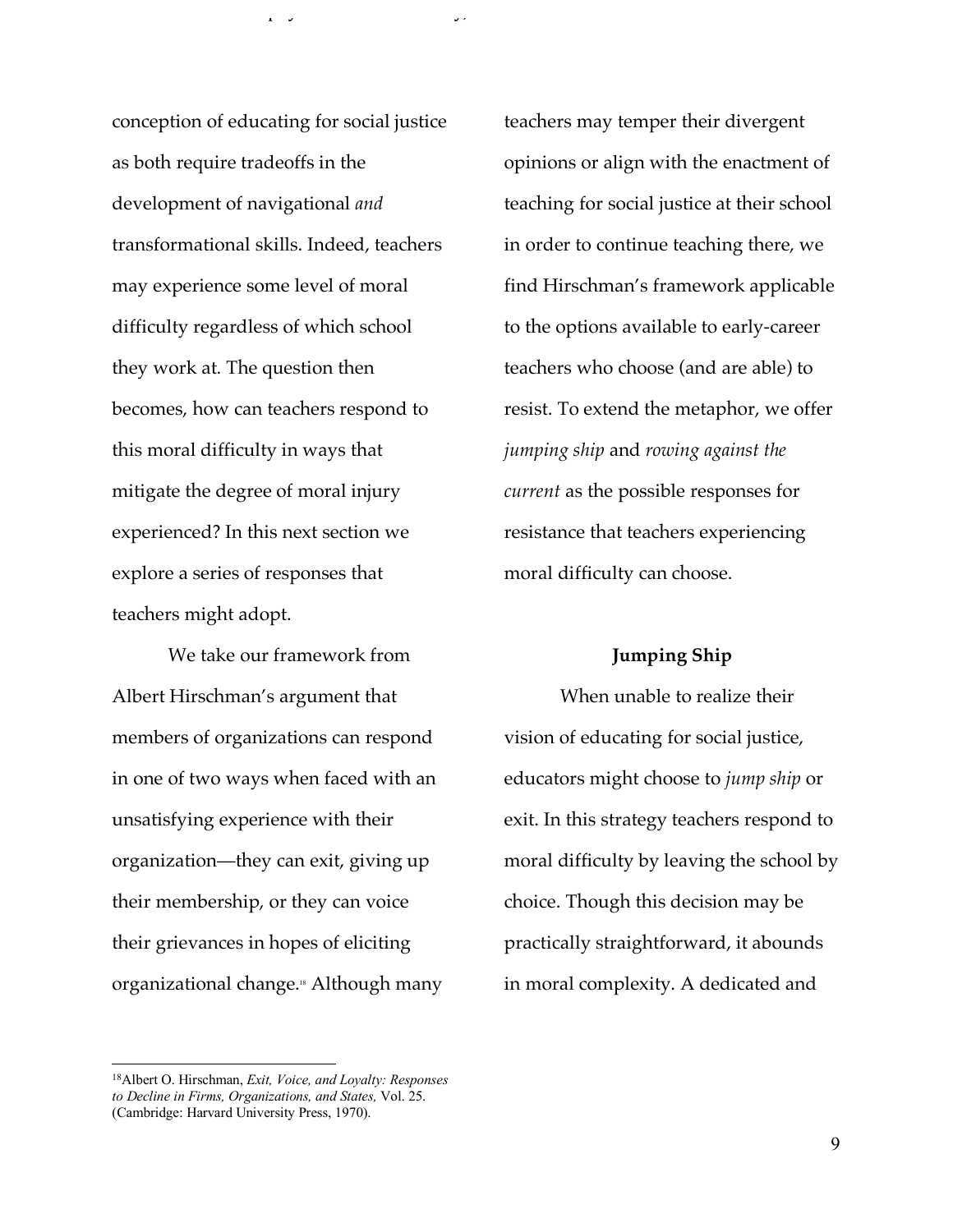conception of educating for social justice as both require tradeoffs in the development of navigational *and* transformational skills. Indeed, teachers may experience some level of moral difficulty regardless of which school they work at. The question then becomes, how can teachers respond to this moral difficulty in ways that mitigate the degree of moral injury experienced? In this next section we explore a series of responses that teachers might adopt.

We take our framework from Albert Hirschman's argument that members of organizations can respond in one of two ways when faced with an unsatisfying experience with their organization—they can exit, giving up their membership, or they can voice their grievances in hopes of eliciting organizational change.[18] Although many teachers may temper their divergent opinions or align with the enactment of teaching for social justice at their school in order to continue teaching there, we find Hirschman's framework applicable to the options available to early-career teachers who choose (and are able) to resist. To extend the metaphor, we offer *jumping ship* and *rowing against the current* as the possible responses for resistance that teachers experiencing moral difficulty can choose.

**Jumping Ship**

When unable to realize their vision of educating for social justice, educators might choose to *jump ship* or exit. In this strategy teachers respond to moral difficulty by leaving the school by choice. Though this decision may be practically straightforward, it abounds in moral complexity. A dedicated and

[18] Albert O. Hirschman, *Exit, Voice, and Loyalty: Responses to Decline in Firms, Organizations, and States,* Vol. 25. (Cambridge: Harvard University Press, 1970).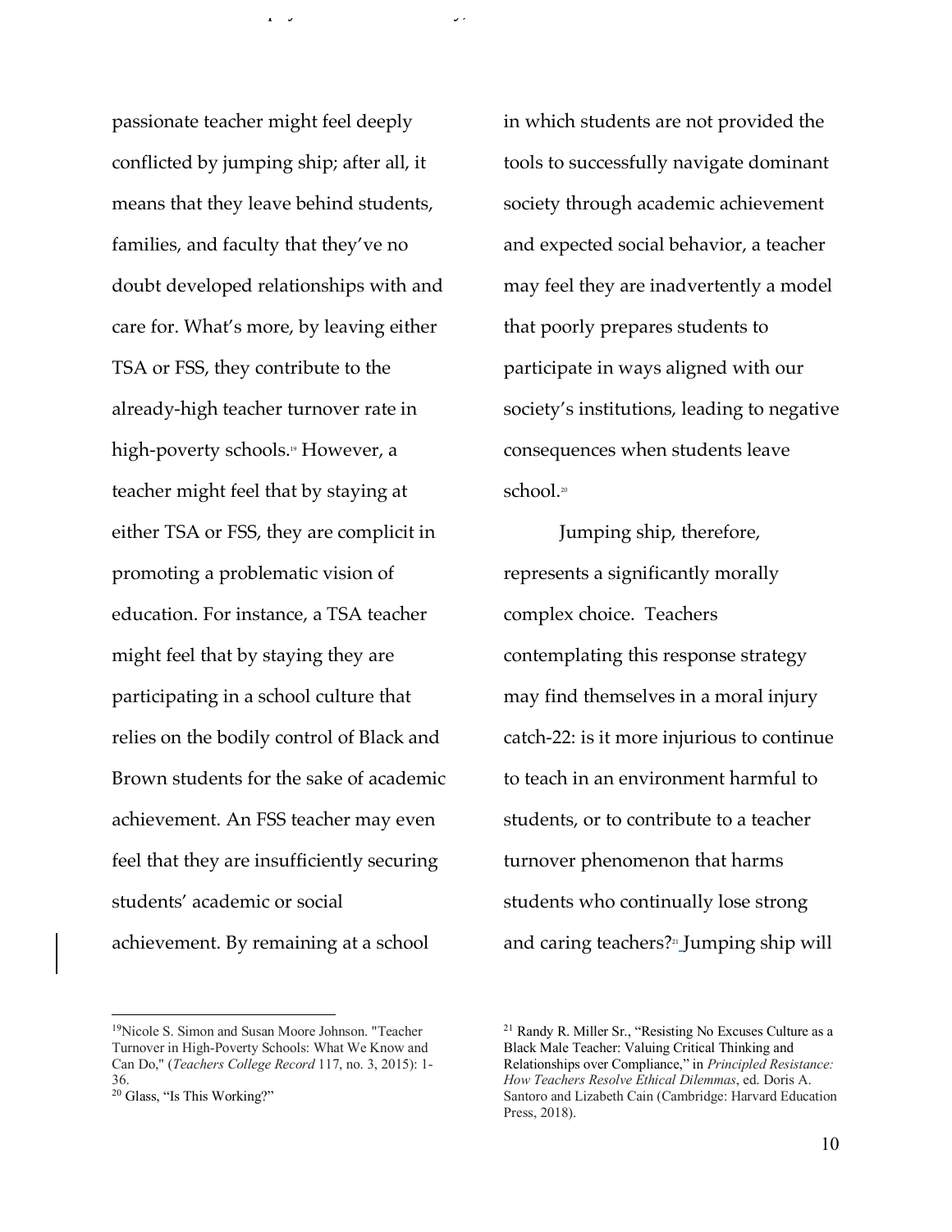passionate teacher might feel deeply conflicted by jumping ship; after all, it means that they leave behind students, families, and faculty that they've no doubt developed relationships with and care for. What's more, by leaving either TSA or FSS, they contribute to the already-high teacher turnover rate in high-poverty schools.[19] However, a teacher might feel that by staying at either TSA or FSS, they are complicit in promoting a problematic vision of education. For instance, a TSA teacher might feel that by staying they are participating in a school culture that relies on the bodily control of Black and Brown students for the sake of academic achievement. An FSS teacher may even feel that they are insufficiently securing students' academic or social achievement. By remaining at a school in which students are not provided the tools to successfully navigate dominant society through academic achievement and expected social behavior, a teacher may feel they are inadvertently a model that poorly prepares students to participate in ways aligned with our society's institutions, leading to negative consequences when students leave school.[20]

Jumping ship, therefore, represents a significantly morally complex choice. Teachers contemplating this response strategy may find themselves in a moral injury catch-22: is it more injurious to continue to teach in an environment harmful to students, or to contribute to a teacher turnover phenomenon that harms students who continually lose strong and caring teachers?[21] Jumping ship will

---

[19] Nicole S. Simon and Susan Moore Johnson. "Teacher Turnover in High-Poverty Schools: What We Know and Can Do," (*Teachers College Record* 117, no. 3, 2015): 1-36.

[20] Glass, "Is This Working?"

[21] Randy R. Miller Sr., "Resisting No Excuses Culture as a Black Male Teacher: Valuing Critical Thinking and Relationships over Compliance," in *Principled Resistance: How Teachers Resolve Ethical Dilemmas*, ed. Doris A. Santoro and Lizabeth Cain (Cambridge: Harvard Education Press, 2018).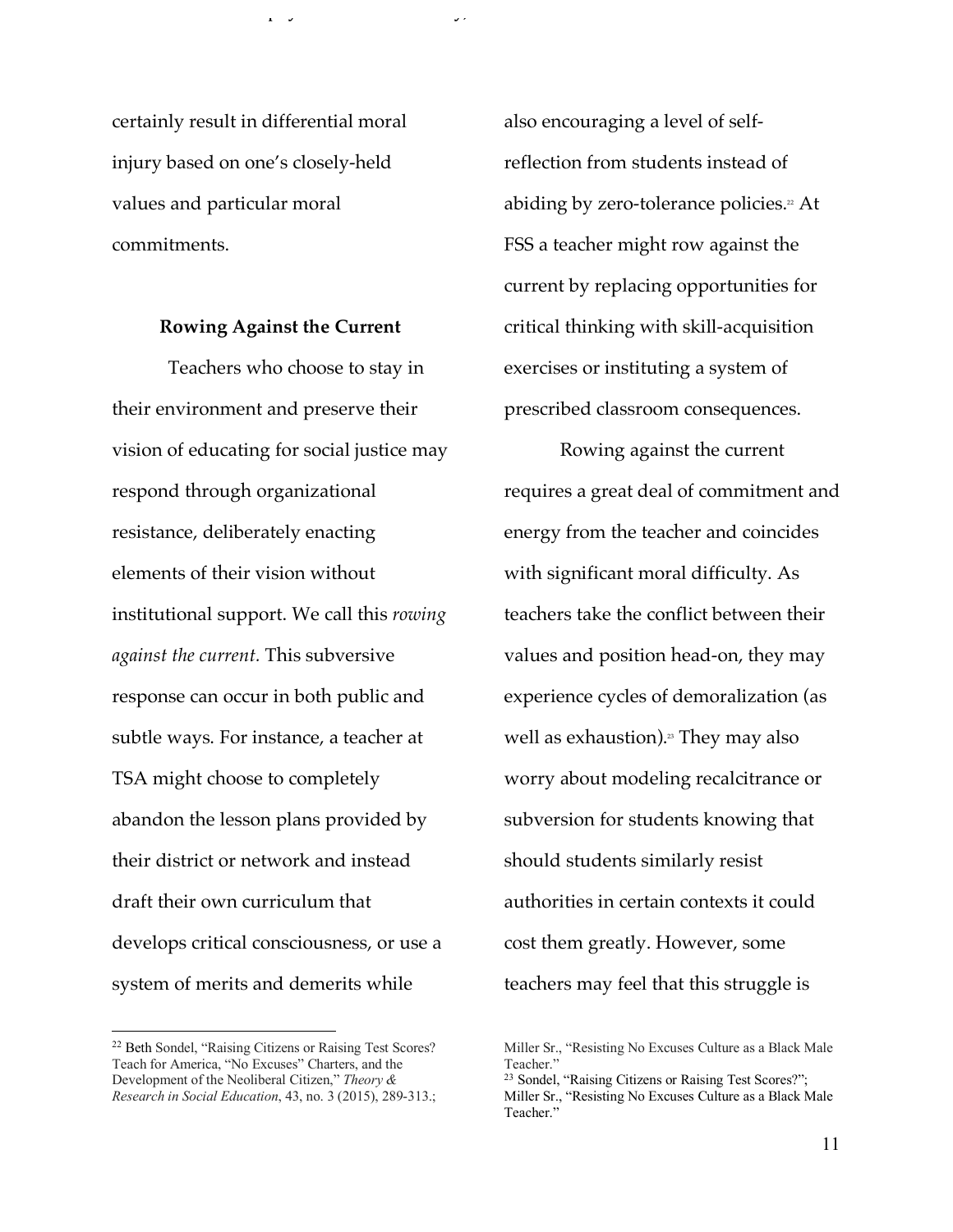certainly result in differential moral injury based on one's closely-held values and particular moral commitments.

### Rowing Against the Current

Teachers who choose to stay in their environment and preserve their vision of educating for social justice may respond through organizational resistance, deliberately enacting elements of their vision without institutional support. We call this *rowing against the current.* This subversive response can occur in both public and subtle ways. For instance, a teacher at TSA might choose to completely abandon the lesson plans provided by their district or network and instead draft their own curriculum that develops critical consciousness, or use a system of merits and demerits while also encouraging a level of self-reflection from students instead of abiding by zero-tolerance policies.[22] At FSS a teacher might row against the current by replacing opportunities for critical thinking with skill-acquisition exercises or instituting a system of prescribed classroom consequences.

Rowing against the current requires a great deal of commitment and energy from the teacher and coincides with significant moral difficulty. As teachers take the conflict between their values and position head-on, they may experience cycles of demoralization (as well as exhaustion).[23] They may also worry about modeling recalcitrance or subversion for students knowing that should students similarly resist authorities in certain contexts it could cost them greatly. However, some teachers may feel that this struggle is

---

[22] Beth Sondel, "Raising Citizens or Raising Test Scores? Teach for America, "No Excuses" Charters, and the Development of the Neoliberal Citizen," *Theory & Research in Social Education*, 43, no. 3 (2015), 289-313.; Miller Sr., "Resisting No Excuses Culture as a Black Male Teacher."

[23] Sondel, "Raising Citizens or Raising Test Scores?"; Miller Sr., "Resisting No Excuses Culture as a Black Male Teacher."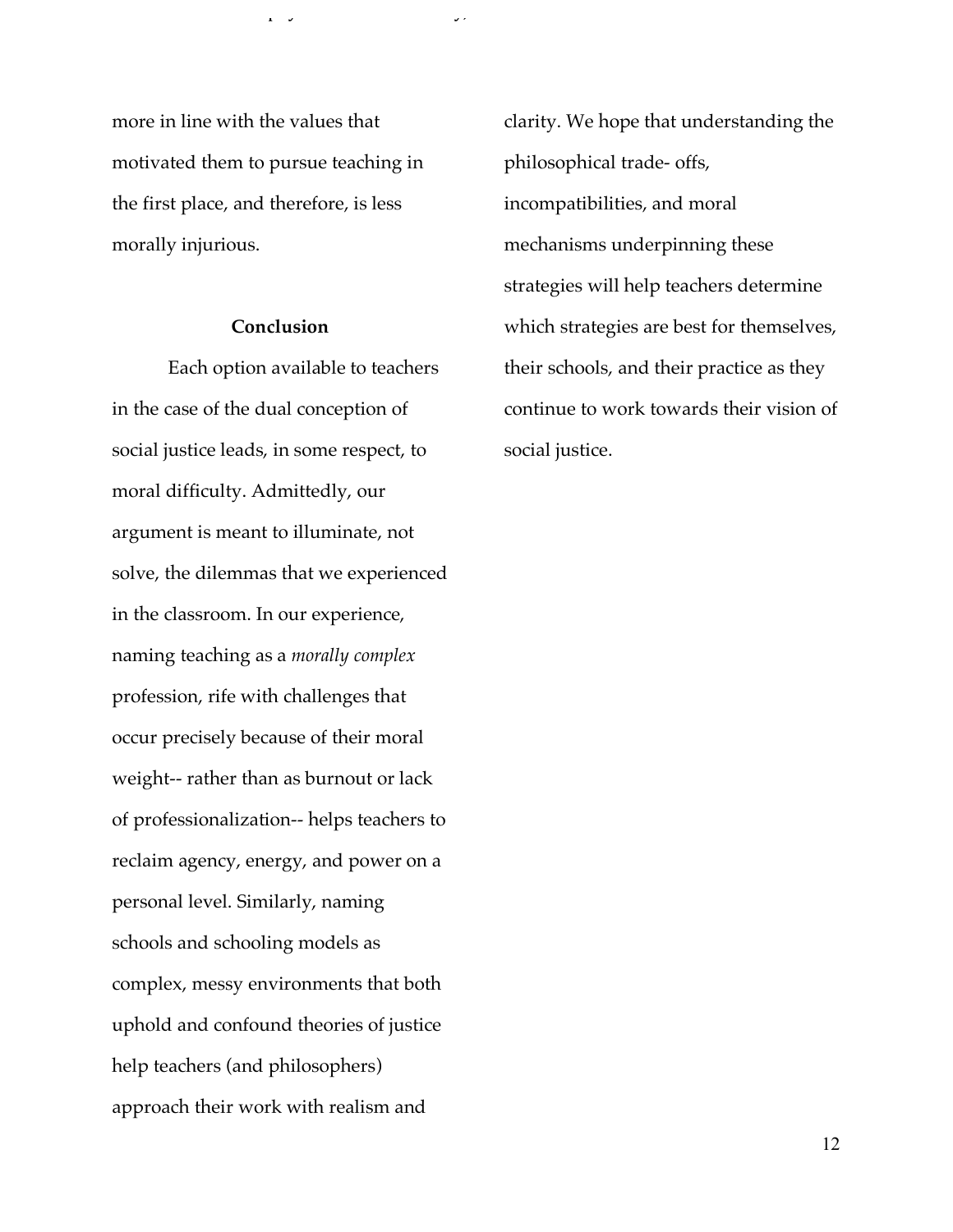more in line with the values that motivated them to pursue teaching in the first place, and therefore, is less morally injurious.

## Conclusion

Each option available to teachers in the case of the dual conception of social justice leads, in some respect, to moral difficulty. Admittedly, our argument is meant to illuminate, not solve, the dilemmas that we experienced in the classroom. In our experience, naming teaching as a *morally complex* profession, rife with challenges that occur precisely because of their moral weight-- rather than as burnout or lack of professionalization-- helps teachers to reclaim agency, energy, and power on a personal level. Similarly, naming schools and schooling models as complex, messy environments that both uphold and confound theories of justice help teachers (and philosophers) approach their work with realism and clarity. We hope that understanding the philosophical trade- offs, incompatibilities, and moral mechanisms underpinning these strategies will help teachers determine which strategies are best for themselves, their schools, and their practice as they continue to work towards their vision of social justice.